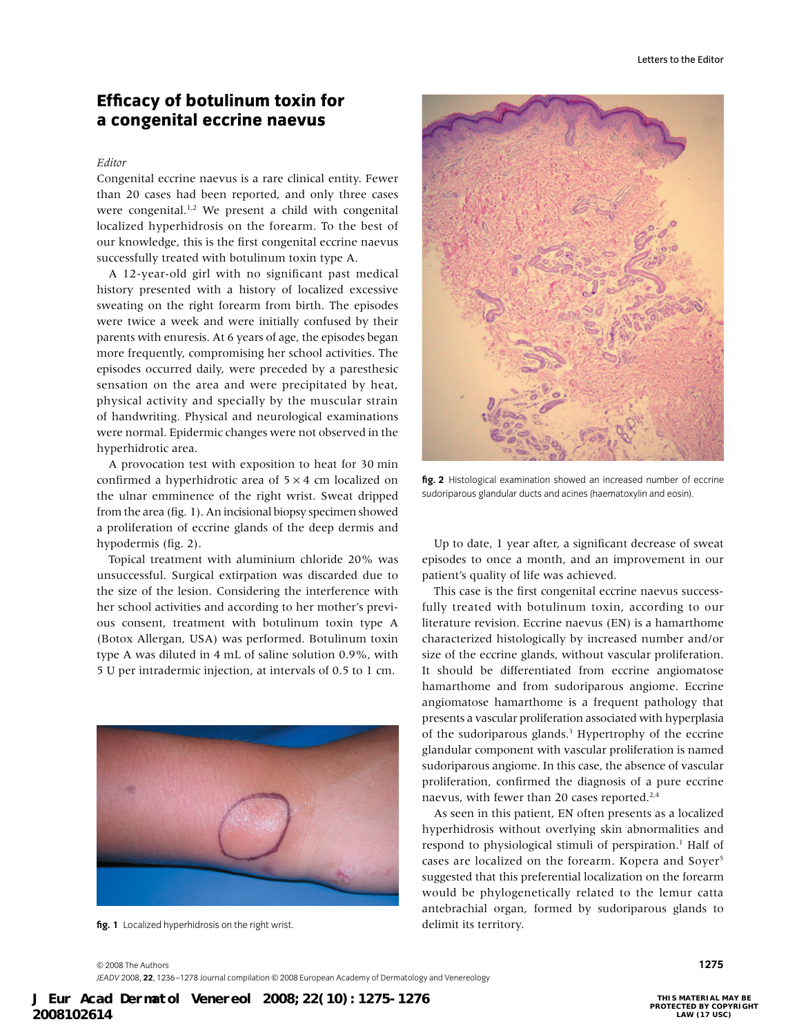# Efficacy of botulinum toxin for a congenital eccrine naevus

*Editor*

Congenital eccrine naevus is a rare clinical entity. Fewer than 20 cases had been reported, and only three cases were congenital.[1,2] We present a child with congenital localized hyperhidrosis on the forearm. To the best of our knowledge, this is the first congenital eccrine naevus successfully treated with botulinum toxin type A.

A 12-year-old girl with no significant past medical history presented with a history of localized excessive sweating on the right forearm from birth. The episodes were twice a week and were initially confused by their parents with enuresis. At 6 years of age, the episodes began more frequently, compromising her school activities. The episodes occurred daily, were preceded by a paresthesic sensation on the area and were precipitated by heat, physical activity and specially by the muscular strain of handwriting. Physical and neurological examinations were normal. Epidermic changes were not observed in the hyperhidrotic area.

A provocation test with exposition to heat for 30 min confirmed a hyperhidrotic area of 5 × 4 cm localized on the ulnar emminence of the right wrist. Sweat dripped from the area (fig. 1). An incisional biopsy specimen showed a proliferation of eccrine glands of the deep dermis and hypodermis (fig. 2).

Topical treatment with aluminium chloride 20% was unsuccessful. Surgical extirpation was discarded due to the size of the lesion. Considering the interference with her school activities and according to her mother's previous consent, treatment with botulinum toxin type A (Botox Allergan, USA) was performed. Botulinum toxin type A was diluted in 4 mL of saline solution 0.9%, with 5 U per intradermic injection, at intervals of 0.5 to 1 cm.

**fig. 1** Localized hyperhidrosis on the right wrist.

**fig. 2** Histological examination showed an increased number of eccrine sudoriparous glandular ducts and acines (haematoxylin and eosin).

Up to date, 1 year after, a significant decrease of sweat episodes to once a month, and an improvement in our patient's quality of life was achieved.

This case is the first congenital eccrine naevus successfully treated with botulinum toxin, according to our literature revision. Eccrine naevus (EN) is a hamarthome characterized histologically by increased number and/or size of the eccrine glands, without vascular proliferation. It should be differentiated from eccrine angiomatose hamarthome and from sudoriparous angiome. Eccrine angiomatose hamarthome is a frequent pathology that presents a vascular proliferation associated with hyperplasia of the sudoriparous glands.[3] Hypertrophy of the eccrine glandular component with vascular proliferation is named sudoriparous angiome. In this case, the absence of vascular proliferation, confirmed the diagnosis of a pure eccrine naevus, with fewer than 20 cases reported.[2,4]

As seen in this patient, EN often presents as a localized hyperhidrosis without overlying skin abnormalities and respond to physiological stimuli of perspiration.[1] Half of cases are localized on the forearm. Kopera and Soyer[5] suggested that this preferential localization on the forearm would be phylogenetically related to the lemur catta antebrachial organ, formed by sudoriparous glands to delimit its territory.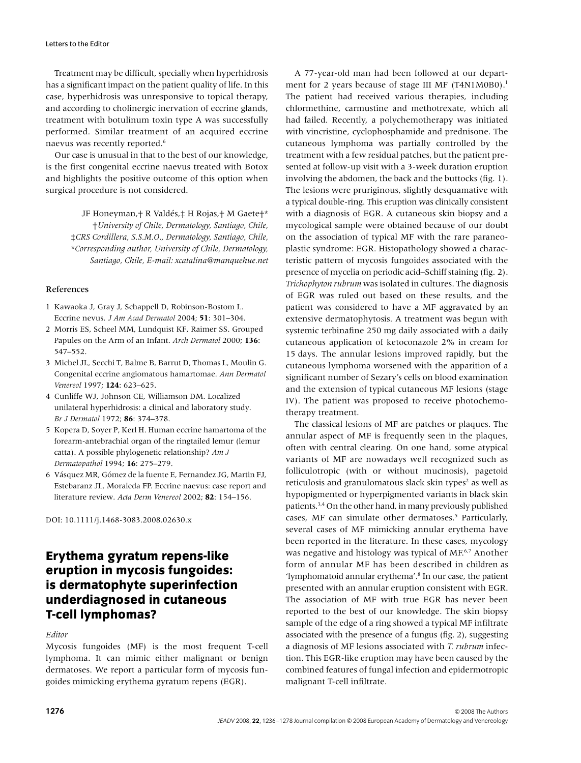Treatment may be difficult, specially when hyperhidrosis has a significant impact on the patient quality of life. In this case, hyperhidrosis was unresponsive to topical therapy, and according to cholinergic inervation of eccrine glands, treatment with botulinum toxin type A was successfully performed. Similar treatment of an acquired eccrine naevus was recently reported.[6]

Our case is unusual in that to the best of our knowledge, is the first congenital eccrine naevus treated with Botox and highlights the positive outcome of this option when surgical procedure is not considered.

JF Honeyman,† R Valdés,‡ H Rojas,† M Gaete†*
†*University of Chile, Dermatology, Santiago, Chile,*
‡*CRS Cordillera, S.S.M.O., Dermatology, Santiago, Chile,*
**Corresponding author, University of Chile, Dermatology, Santiago, Chile, E-mail: xcatalina@manquehue.net*

## References

1. Kawaoka J, Gray J, Schappell D, Robinson-Bostom L. Eccrine nevus. *J Am Acad Dermatol* 2004; **51**: 301–304.
2. Morris ES, Scheel MM, Lundquist KF, Raimer SS. Grouped Papules on the Arm of an Infant. *Arch Dermatol* 2000; **136**: 547–552.
3. Michel JL, Secchi T, Balme B, Barrut D, Thomas L, Moulin G. Congenital eccrine angiomatous hamartomae. *Ann Dermatol Venereol* 1997; **124**: 623–625.
4. Cunliffe WJ, Johnson CE, Williamson DM. Localized unilateral hyperhidrosis: a clinical and laboratory study. *Br J Dermatol* 1972; **86**: 374–378.
5. Kopera D, Soyer P, Kerl H. Human eccrine hamartoma of the forearm-antebrachial organ of the ringtailed lemur (lemur catta). A possible phylogenetic relationship? *Am J Dermatopathol* 1994; **16**: 275–279.
6. Vásquez MR, Gómez de la fuente E, Fernandez JG, Martin FJ, Estebaranz JL, Moraleda FP. Eccrine naevus: case report and literature review. *Acta Derm Venereol* 2002; **82**: 154–156.

DOI: 10.1111/j.1468-3083.2008.02630.x

# Erythema gyratum repens-like eruption in mycosis fungoides: is dermatophyte superinfection underdiagnosed in cutaneous T-cell lymphomas?

*Editor*

Mycosis fungoides (MF) is the most frequent T-cell lymphoma. It can mimic either malignant or benign dermatoses. We report a particular form of mycosis fungoides mimicking erythema gyratum repens (EGR).

A 77-year-old man had been followed at our department for 2 years because of stage III MF (T4N1M0B0).[1] The patient had received various therapies, including chlormethine, carmustine and methotrexate, which all had failed. Recently, a polychemotherapy was initiated with vincristine, cyclophosphamide and prednisone. The cutaneous lymphoma was partially controlled by the treatment with a few residual patches, but the patient presented at follow-up visit with a 3-week duration eruption involving the abdomen, the back and the buttocks (fig. 1). The lesions were pruriginous, slightly desquamative with a typical double-ring. This eruption was clinically consistent with a diagnosis of EGR. A cutaneous skin biopsy and a mycological sample were obtained because of our doubt on the association of typical MF with the rare paraneoplastic syndrome: EGR. Histopathology showed a characteristic pattern of mycosis fungoides associated with the presence of mycelia on periodic acid–Schiff staining (fig. 2). *Trichophyton rubrum* was isolated in cultures. The diagnosis of EGR was ruled out based on these results, and the patient was considered to have a MF aggravated by an extensive dermatophytosis. A treatment was begun with systemic terbinafine 250 mg daily associated with a daily cutaneous application of ketoconazole 2% in cream for 15 days. The annular lesions improved rapidly, but the cutaneous lymphoma worsened with the apparition of a significant number of Sezary's cells on blood examination and the extension of typical cutaneous MF lesions (stage IV). The patient was proposed to receive photochemotherapy treatment.

The classical lesions of MF are patches or plaques. The annular aspect of MF is frequently seen in the plaques, often with central clearing. On one hand, some atypical variants of MF are nowadays well recognized such as folliculotropic (with or without mucinosis), pagetoid reticulosis and granulomatous slack skin types[2] as well as hypopigmented or hyperpigmented variants in black skin patients.[3,4] On the other hand, in many previously published cases, MF can simulate other dermatoses.[5] Particularly, several cases of MF mimicking annular erythema have been reported in the literature. In these cases, mycology was negative and histology was typical of MF.[6,7] Another form of annular MF has been described in children as 'lymphomatoid annular erythema'.[8] In our case, the patient presented with an annular eruption consistent with EGR. The association of MF with true EGR has never been reported to the best of our knowledge. The skin biopsy sample of the edge of a ring showed a typical MF infiltrate associated with the presence of a fungus (fig. 2), suggesting a diagnosis of MF lesions associated with *T. rubrum* infection. This EGR-like eruption may have been caused by the combined features of fungal infection and epidermotropic malignant T-cell infiltrate.